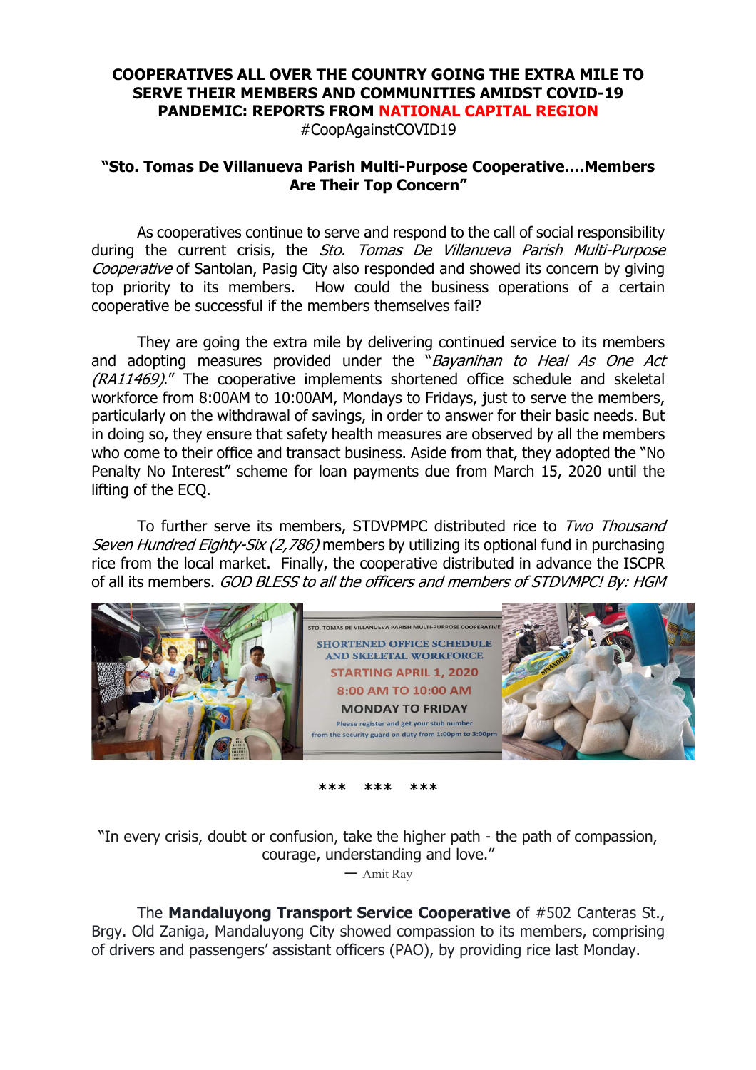**COOPERATIVES ALL OVER THE COUNTRY GOING THE EXTRA MILE TO SERVE THEIR MEMBERS AND COMMUNITIES AMIDST COVID-19 PANDEMIC: REPORTS FROM NATIONAL CAPITAL REGION**

#CoopAgainstCOVID19

**"Sto. Tomas De Villanueva Parish Multi-Purpose Cooperative….Members Are Their Top Concern"**

As cooperatives continue to serve and respond to the call of social responsibility during the current crisis, the *Sto. Tomas De Villanueva Parish Multi-Purpose Cooperative* of Santolan, Pasig City also responded and showed its concern by giving top priority to its members. How could the business operations of a certain cooperative be successful if the members themselves fail?

They are going the extra mile by delivering continued service to its members and adopting measures provided under the "*Bayanihan to Heal As One Act (RA11469)*." The cooperative implements shortened office schedule and skeletal workforce from 8:00AM to 10:00AM, Mondays to Fridays, just to serve the members, particularly on the withdrawal of savings, in order to answer for their basic needs. But in doing so, they ensure that safety health measures are observed by all the members who come to their office and transact business. Aside from that, they adopted the "No Penalty No Interest" scheme for loan payments due from March 15, 2020 until the lifting of the ECQ.

To further serve its members, STDVPMPC distributed rice to *Two Thousand Seven Hundred Eighty-Six (2,786)* members by utilizing its optional fund in purchasing rice from the local market. Finally, the cooperative distributed in advance the ISCPR of all its members. *GOD BLESS to all the officers and members of STDVMPC! By: HGM*

STO. TOMAS DE VILLANUEVA PARISH MULTI-PURPOSE COOPERATIVE
SHORTENED OFFICE SCHEDULE AND SKELETAL WORKFORCE
STARTING APRIL 1, 2020
8:00 AM TO 10:00 AM
MONDAY TO FRIDAY
Please register and get your stub number from the security guard on duty from 1:00pm to 3:00pm

\*\*\* \*\*\* \*\*\*

"In every crisis, doubt or confusion, take the higher path - the path of compassion, courage, understanding and love."
— Amit Ray

The **Mandaluyong Transport Service Cooperative** of #502 Canteras St., Brgy. Old Zaniga, Mandaluyong City showed compassion to its members, comprising of drivers and passengers' assistant officers (PAO), by providing rice last Monday.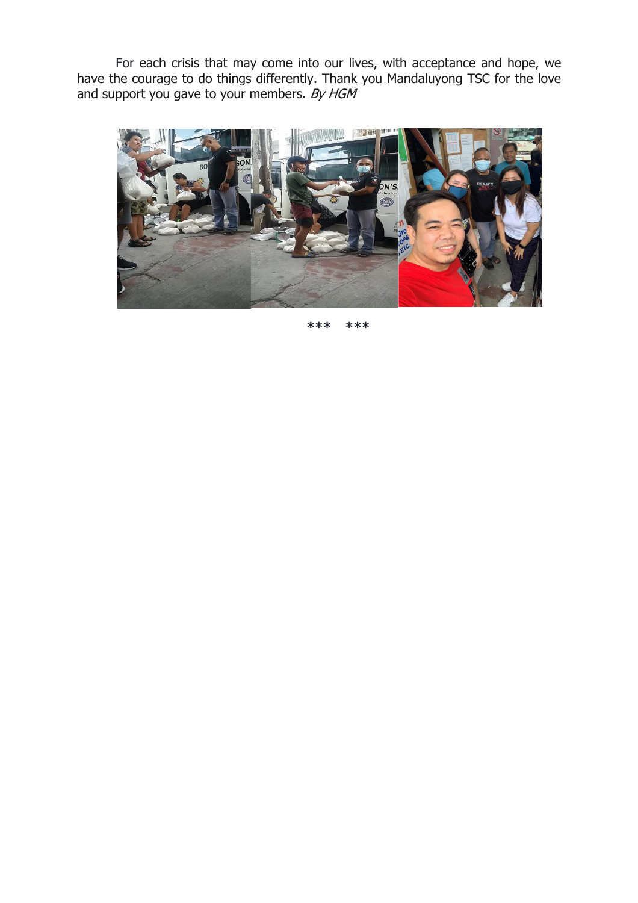For each crisis that may come into our lives, with acceptance and hope, we have the courage to do things differently. Thank you Mandaluyong TSC for the love and support you gave to your members. *By HGM*

*** ***